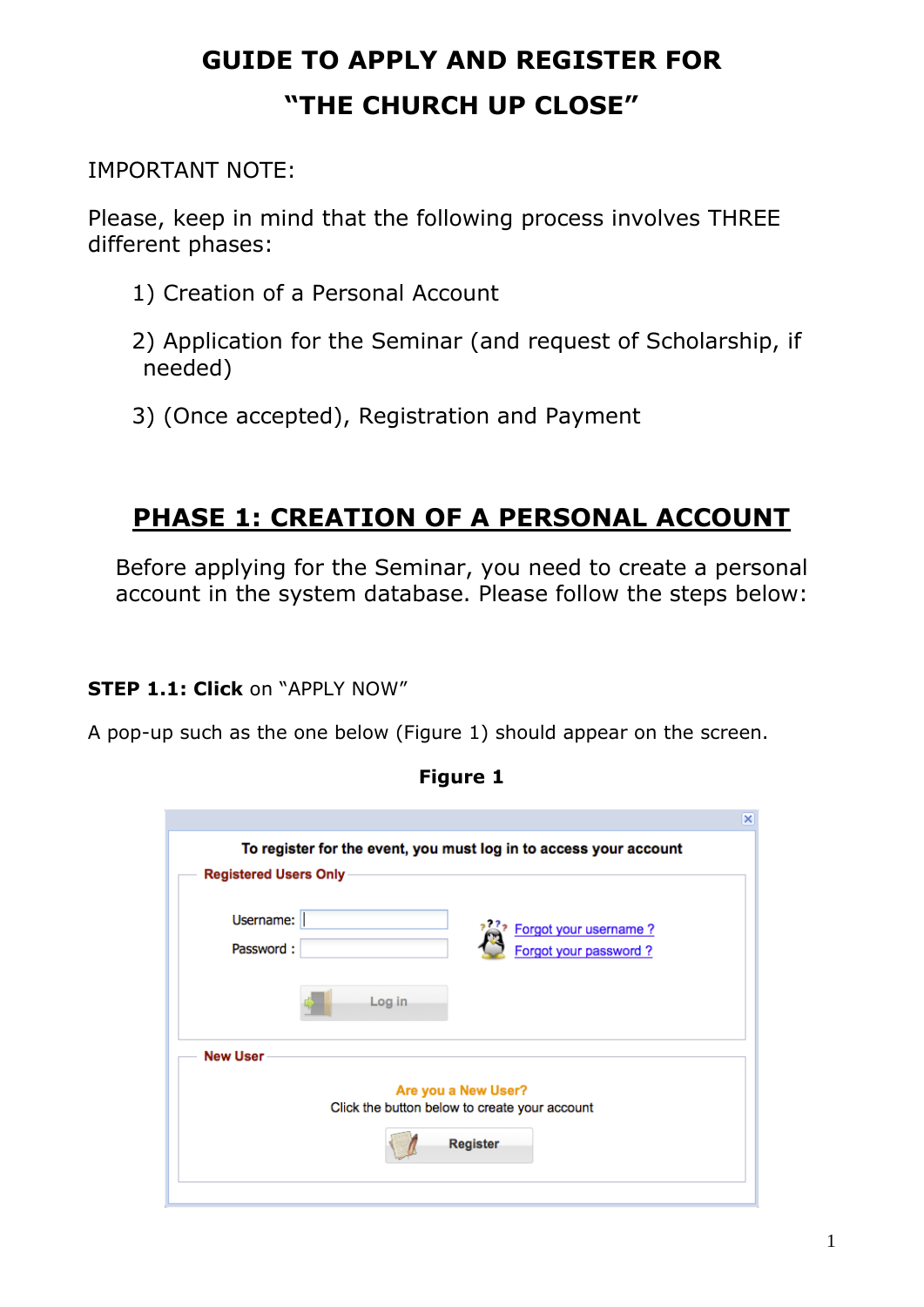# GUIDE TO APPLY AND REGISTER FOR "THE CHURCH UP CLOSE"

IMPORTANT NOTE:

Please, keep in mind that the following process involves THREE different phases:

1) Creation of a Personal Account

2) Application for the Seminar (and request of Scholarship, if needed)

3) (Once accepted), Registration and Payment

## PHASE 1: CREATION OF A PERSONAL ACCOUNT

Before applying for the Seminar, you need to create a personal account in the system database. Please follow the steps below:

**STEP 1.1: Click** on "APPLY NOW"

A pop-up such as the one below (Figure 1) should appear on the screen.

**Figure 1**

To register for the event, you must log in to access your account

Registered Users Only

Username:

Password :

Forgot your username ?

Forgot your password ?

Log in

New User

Are you a New User?

Click the button below to create your account

Register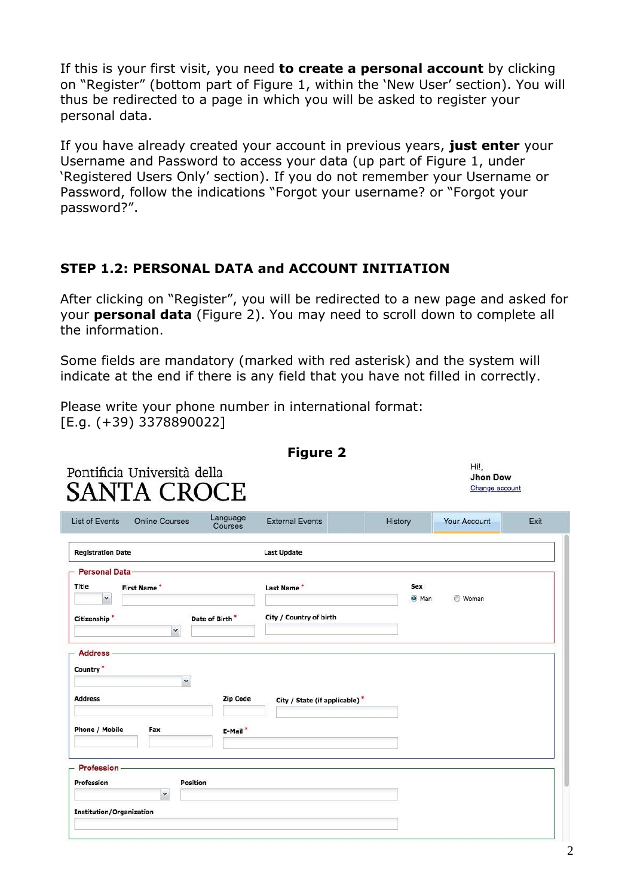If this is your first visit, you need **to create a personal account** by clicking on "Register" (bottom part of Figure 1, within the 'New User' section). You will thus be redirected to a page in which you will be asked to register your personal data.

If you have already created your account in previous years, **just enter** your Username and Password to access your data (up part of Figure 1, under 'Registered Users Only' section). If you do not remember your Username or Password, follow the indications "Forgot your username? or "Forgot your password?".

### STEP 1.2: PERSONAL DATA and ACCOUNT INITIATION

After clicking on "Register", you will be redirected to a new page and asked for your **personal data** (Figure 2). You may need to scroll down to complete all the information.

Some fields are mandatory (marked with red asterisk) and the system will indicate at the end if there is any field that you have not filled in correctly.

Please write your phone number in international format:
[E.g. (+39) 3378890022]

**Figure 2**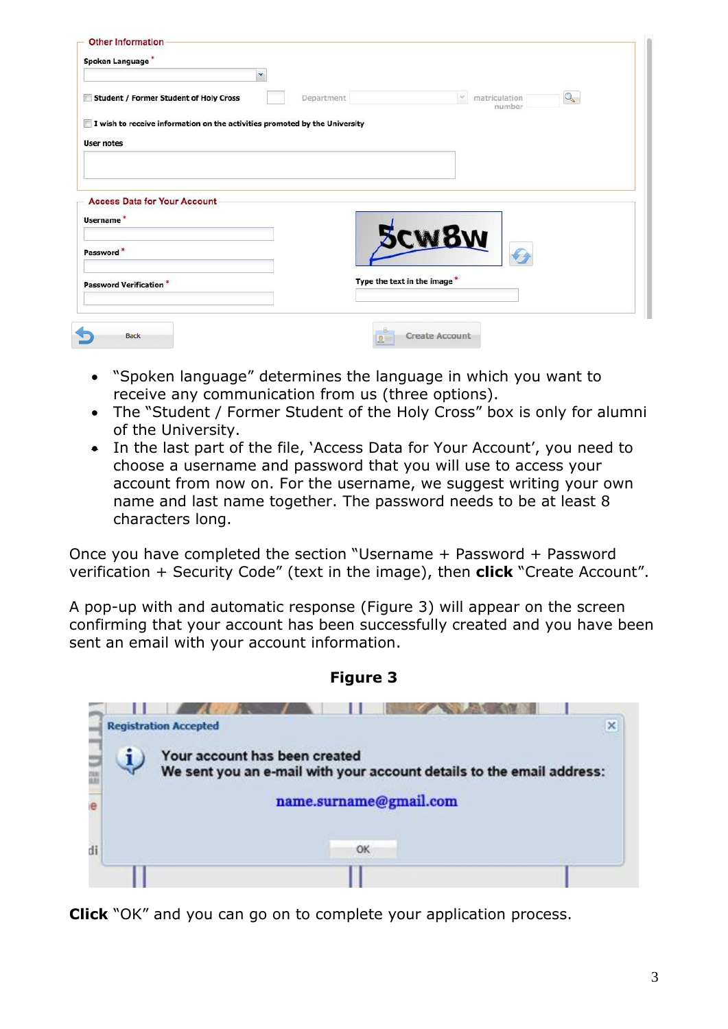- "Spoken language" determines the language in which you want to receive any communication from us (three options).
- The "Student / Former Student of the Holy Cross" box is only for alumni of the University.
- In the last part of the file, 'Access Data for Your Account', you need to choose a username and password that you will use to access your account from now on. For the username, we suggest writing your own name and last name together. The password needs to be at least 8 characters long.

Once you have completed the section "Username + Password + Password verification + Security Code" (text in the image), then **click** "Create Account".

A pop-up with and automatic response (Figure 3) will appear on the screen confirming that your account has been successfully created and you have been sent an email with your account information.

**Figure 3**

**Click** "OK" and you can go on to complete your application process.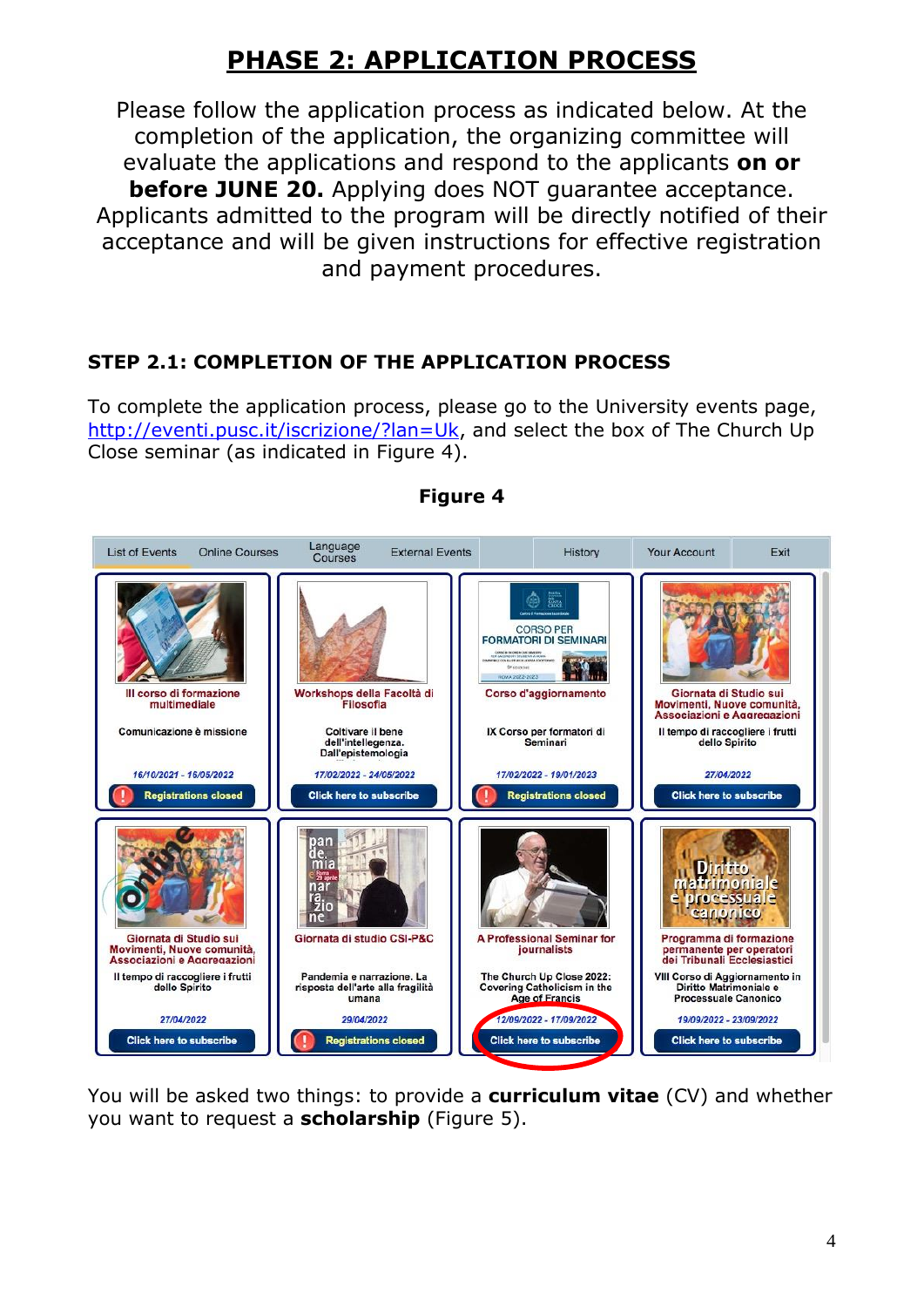# PHASE 2: APPLICATION PROCESS

Please follow the application process as indicated below. At the completion of the application, the organizing committee will evaluate the applications and respond to the applicants **on or before JUNE 20.** Applying does NOT guarantee acceptance. Applicants admitted to the program will be directly notified of their acceptance and will be given instructions for effective registration and payment procedures.

### STEP 2.1: COMPLETION OF THE APPLICATION PROCESS

To complete the application process, please go to the University events page, http://eventi.pusc.it/iscrizione/?lan=Uk, and select the box of The Church Up Close seminar (as indicated in Figure 4).

**Figure 4**

You will be asked two things: to provide a **curriculum vitae** (CV) and whether you want to request a **scholarship** (Figure 5).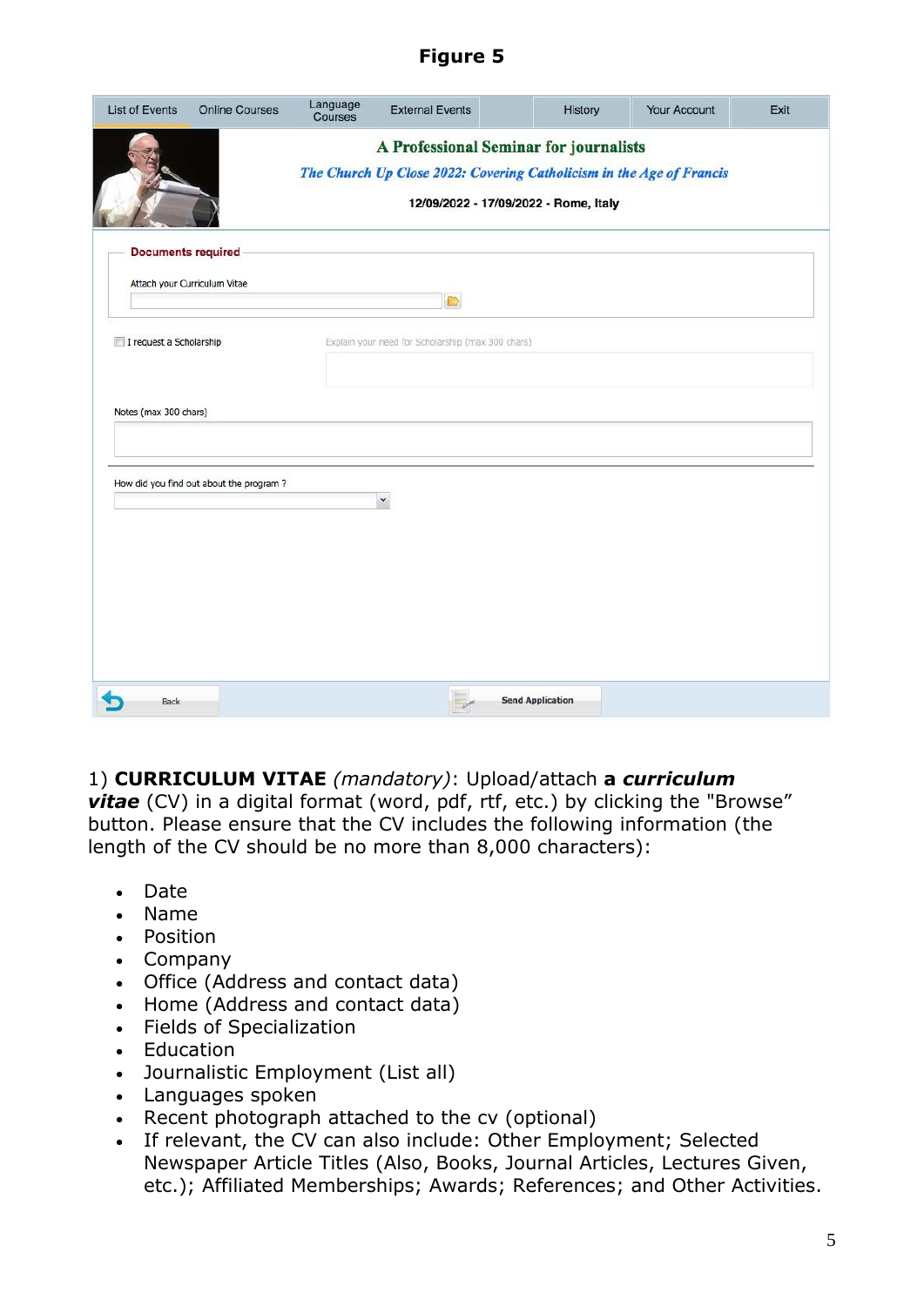**Figure 5**

List of Events | Online Courses | Language Courses | External Events | History | Your Account | Exit

**A Professional Seminar for journalists**

*The Church Up Close 2022: Covering Catholicism in the Age of Francis*

12/09/2022 - 17/09/2022 - Rome, Italy

**Documents required**

Attach your Curriculum Vitae

I request a Scholarship — Explain your need for Scholarship (max 300 chars)

Notes (max 300 chars)

How did you find out about the program ?

Back — Send Application

1) **CURRICULUM VITAE** *(mandatory)*: Upload/attach **a *curriculum vitae*** (CV) in a digital format (word, pdf, rtf, etc.) by clicking the "Browse" button. Please ensure that the CV includes the following information (the length of the CV should be no more than 8,000 characters):

- Date
- Name
- Position
- Company
- Office (Address and contact data)
- Home (Address and contact data)
- Fields of Specialization
- Education
- Journalistic Employment (List all)
- Languages spoken
- Recent photograph attached to the cv (optional)
- If relevant, the CV can also include: Other Employment; Selected Newspaper Article Titles (Also, Books, Journal Articles, Lectures Given, etc.); Affiliated Memberships; Awards; References; and Other Activities.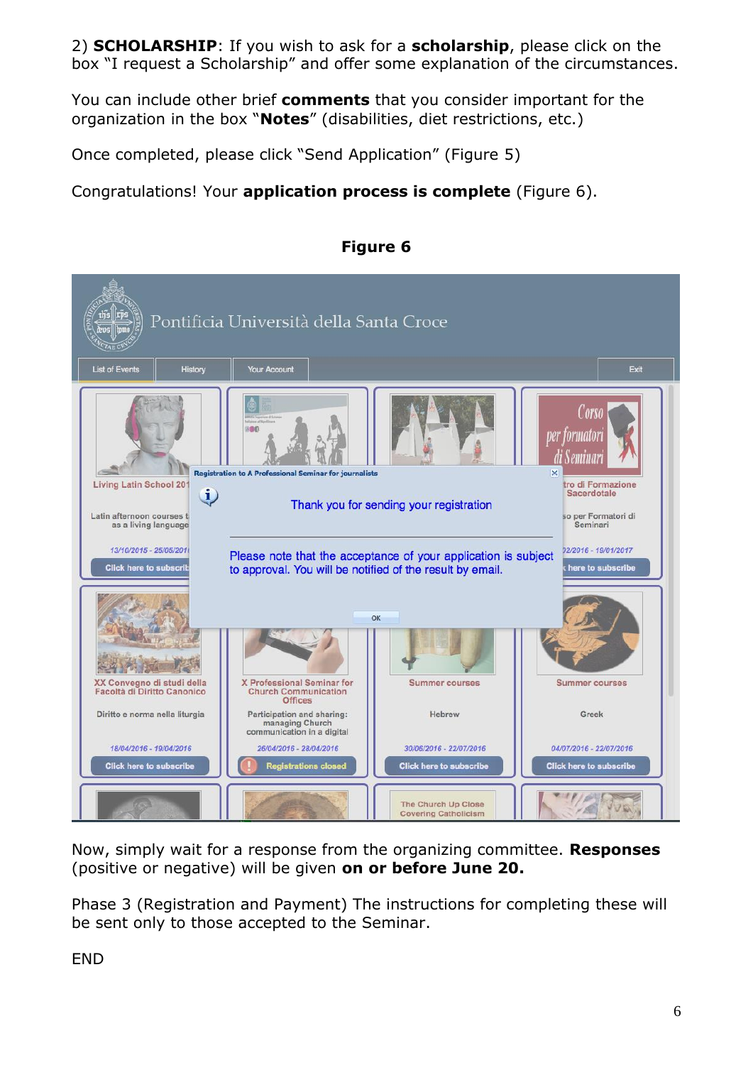2) **SCHOLARSHIP**: If you wish to ask for a **scholarship**, please click on the box "I request a Scholarship" and offer some explanation of the circumstances.

You can include other brief **comments** that you consider important for the organization in the box "**Notes**" (disabilities, diet restrictions, etc.)

Once completed, please click "Send Application" (Figure 5)

Congratulations! Your **application process is complete** (Figure 6).

**Figure 6**

Now, simply wait for a response from the organizing committee. **Responses** (positive or negative) will be given **on or before June 20.**

Phase 3 (Registration and Payment) The instructions for completing these will be sent only to those accepted to the Seminar.

END